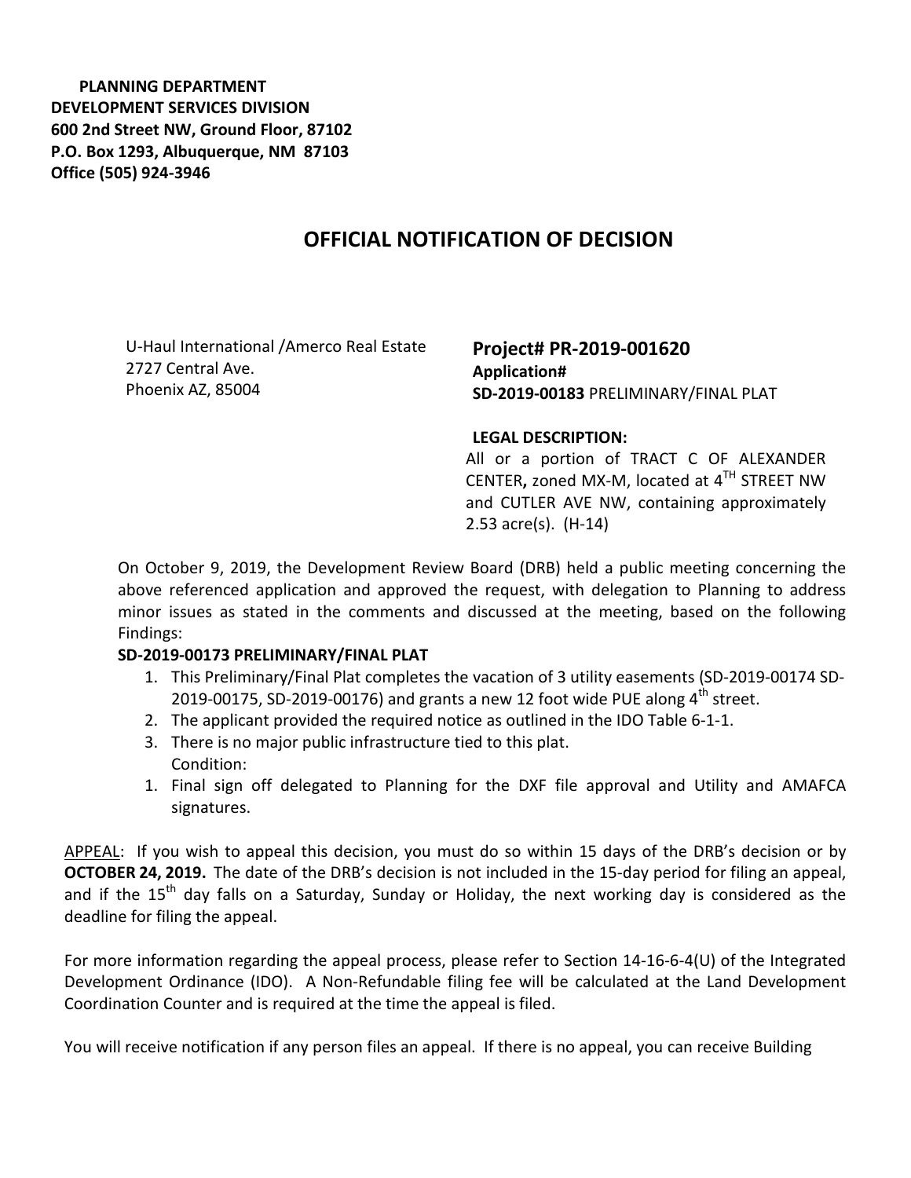**PLANNING DEPARTMENT**
**DEVELOPMENT SERVICES DIVISION**
**600 2nd Street NW, Ground Floor, 87102**
**P.O. Box 1293, Albuquerque, NM 87103**
**Office (505) 924-3946**

# OFFICIAL NOTIFICATION OF DECISION

U-Haul International /Amerco Real Estate
2727 Central Ave.
Phoenix AZ, 85004

**Project# PR-2019-001620**
**Application#**
**SD-2019-00183** PRELIMINARY/FINAL PLAT

**LEGAL DESCRIPTION:**
All or a portion of TRACT C OF ALEXANDER CENTER**,** zoned MX-M, located at 4TH STREET NW and CUTLER AVE NW, containing approximately 2.53 acre(s). (H-14)

On October 9, 2019, the Development Review Board (DRB) held a public meeting concerning the above referenced application and approved the request, with delegation to Planning to address minor issues as stated in the comments and discussed at the meeting, based on the following Findings:

**SD-2019-00173 PRELIMINARY/FINAL PLAT**

1. This Preliminary/Final Plat completes the vacation of 3 utility easements (SD-2019-00174 SD-2019-00175, SD-2019-00176) and grants a new 12 foot wide PUE along 4th street.
2. The applicant provided the required notice as outlined in the IDO Table 6-1-1.
3. There is no major public infrastructure tied to this plat.

Condition:

1. Final sign off delegated to Planning for the DXF file approval and Utility and AMAFCA signatures.

APPEAL: If you wish to appeal this decision, you must do so within 15 days of the DRB's decision or by **OCTOBER 24, 2019.** The date of the DRB's decision is not included in the 15-day period for filing an appeal, and if the 15th day falls on a Saturday, Sunday or Holiday, the next working day is considered as the deadline for filing the appeal.

For more information regarding the appeal process, please refer to Section 14-16-6-4(U) of the Integrated Development Ordinance (IDO). A Non-Refundable filing fee will be calculated at the Land Development Coordination Counter and is required at the time the appeal is filed.

You will receive notification if any person files an appeal. If there is no appeal, you can receive Building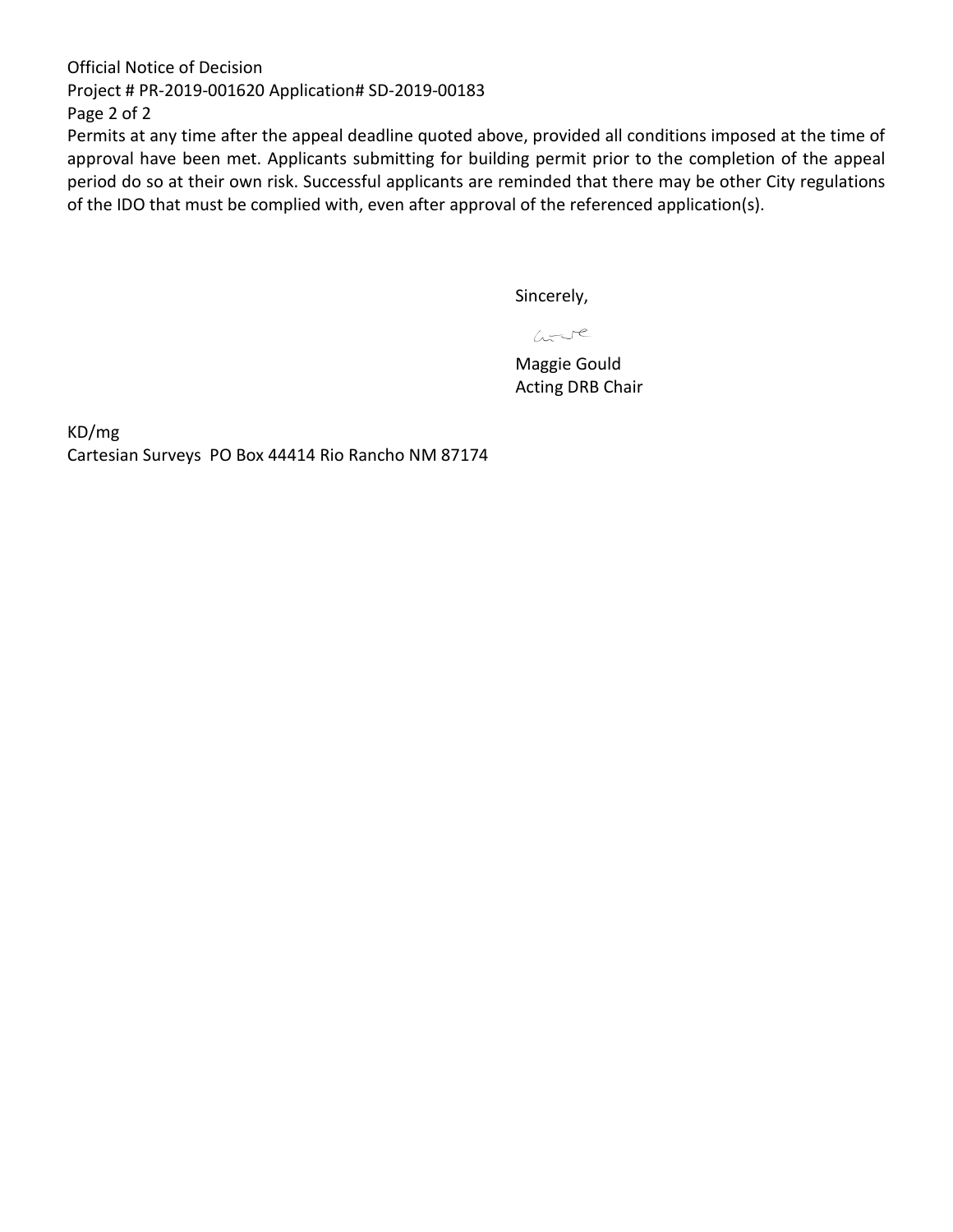Permits at any time after the appeal deadline quoted above, provided all conditions imposed at the time of approval have been met. Applicants submitting for building permit prior to the completion of the appeal period do so at their own risk. Successful applicants are reminded that there may be other City regulations of the IDO that must be complied with, even after approval of the referenced application(s).

Sincerely,

Maggie Gould
Acting DRB Chair

KD/mg
Cartesian Surveys PO Box 44414 Rio Rancho NM 87174